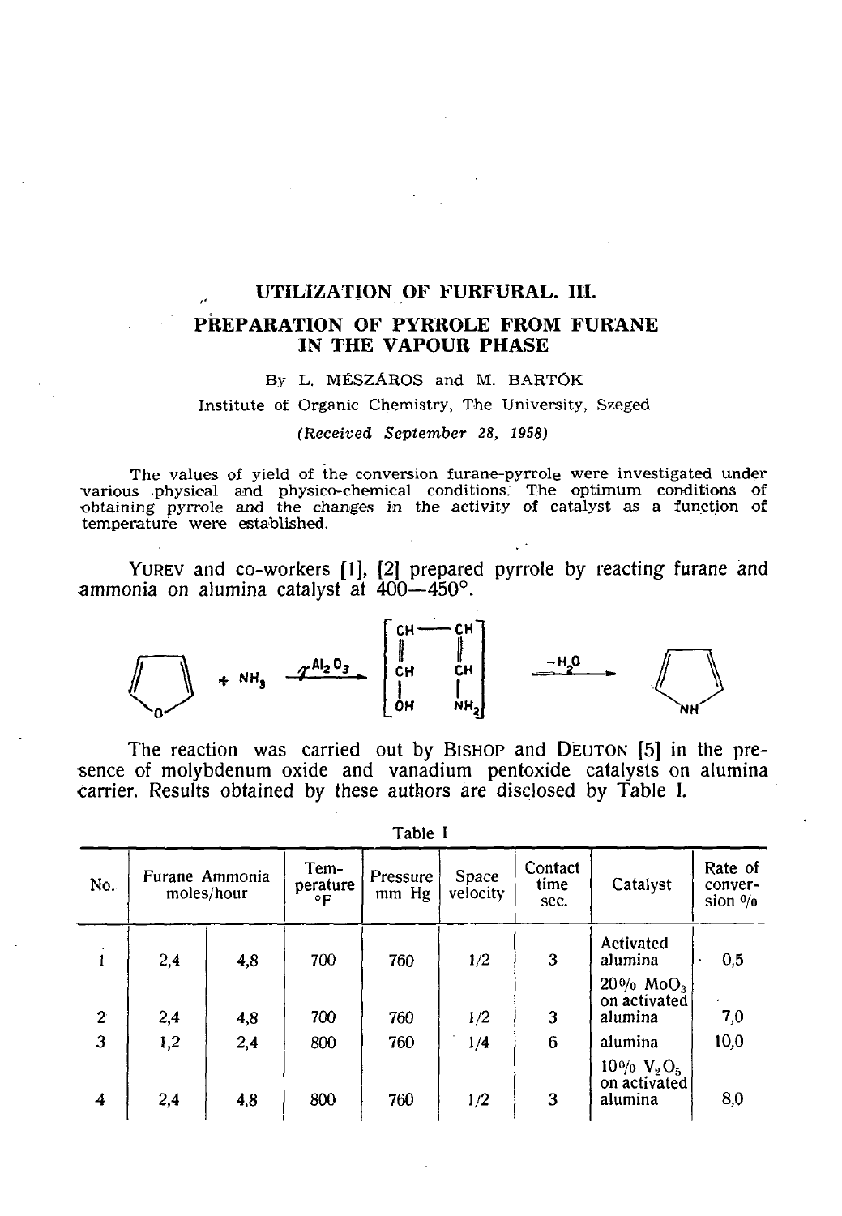# UTILIZATION OF FURFURAL. III.

## PREPARATION OF PYRROLE FROM FURANE IN THE VAPOUR PHASE

By L. MÉSZÁROS and M. BARTÓK

Institute of Organic Chemistry, The University, Szeged

*(Received September 28, 1958)*

The values of yield of the conversion furane-pyrrole were investigated under various physical and physico-chemical conditions. The optimum conditions of obtaining pyrrole and the changes in the activity of catalyst as a function of temperature were established.

YUREV and co-workers [1], [2] prepared pyrrole by reacting furane and ammonia on alumina catalyst at 400—450°.

$$\text{Furane} + NH_3 \xrightarrow{\gamma\text{-}Al_2O_3} \left[ \begin{array}{cc} CH & \text{—} CH \\ \| & \| \\ CH & CH \\ | & | \\ OH & NH_2 \end{array} \right] \xrightarrow{-H_2O} \text{Pyrrole}$$

The reaction was carried out by BISHOP and DEUTON [5] in the presence of molybdenum oxide and vanadium pentoxide catalysts on alumina carrier. Results obtained by these authors are disclosed by Table I.

Table I

| No. | Furane moles/hour | Ammonia moles/hour | Temperature °F | Pressure mm Hg | Space velocity | Contact time sec. | Catalyst | Rate of conversion % |
|---|---|---|---|---|---|---|---|---|
| 1 | 2,4 | 4,8 | 700 | 760 | 1/2 | 3 | Activated alumina | 0,5 |
| 2 | 2,4 | 4,8 | 700 | 760 | 1/2 | 3 | 20% $MoO_3$ on activated alumina | 7,0 |
| 3 | 1,2 | 2,4 | 800 | 760 | 1/4 | 6 | alumina | 10,0 |
| 4 | 2,4 | 4,8 | 800 | 760 | 1/2 | 3 | 10% $V_2O_5$ on activated alumina | 8,0 |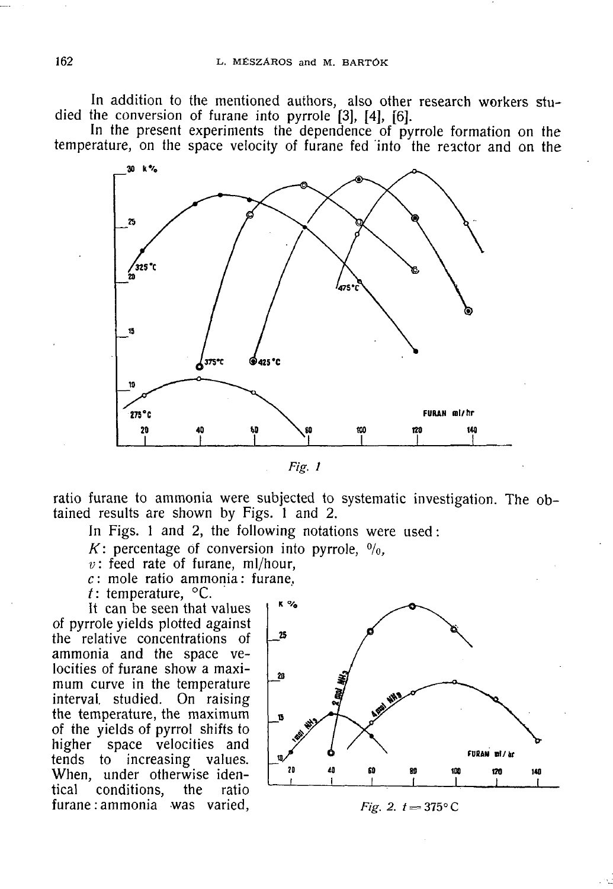In addition to the mentioned authors, also other research workers studied the conversion of furane into pyrrole [3], [4], [6].

In the present experiments the dependence of pyrrole formation on the temperature, on the space velocity of furane fed into the reactor and on the ratio furane to ammonia were subjected to systematic investigation. The obtained results are shown by Figs. 1 and 2.

*Fig. 1*

In Figs. 1 and 2, the following notations were used:

$K$: percentage of conversion into pyrrole, %,

$v$: feed rate of furane, ml/hour,

$c$: mole ratio ammonia : furane,

$t$: temperature, °C.

It can be seen that values of pyrrole yields plotted against the relative concentrations of ammonia and the space velocities of furane show a maximum curve in the temperature interval studied. On raising the temperature, the maximum of the yields of pyrrol shifts to higher space velocities and tends to increasing values. When, under otherwise identical conditions, the ratio furane : ammonia was varied,

*Fig. 2.* $t = 375$ °C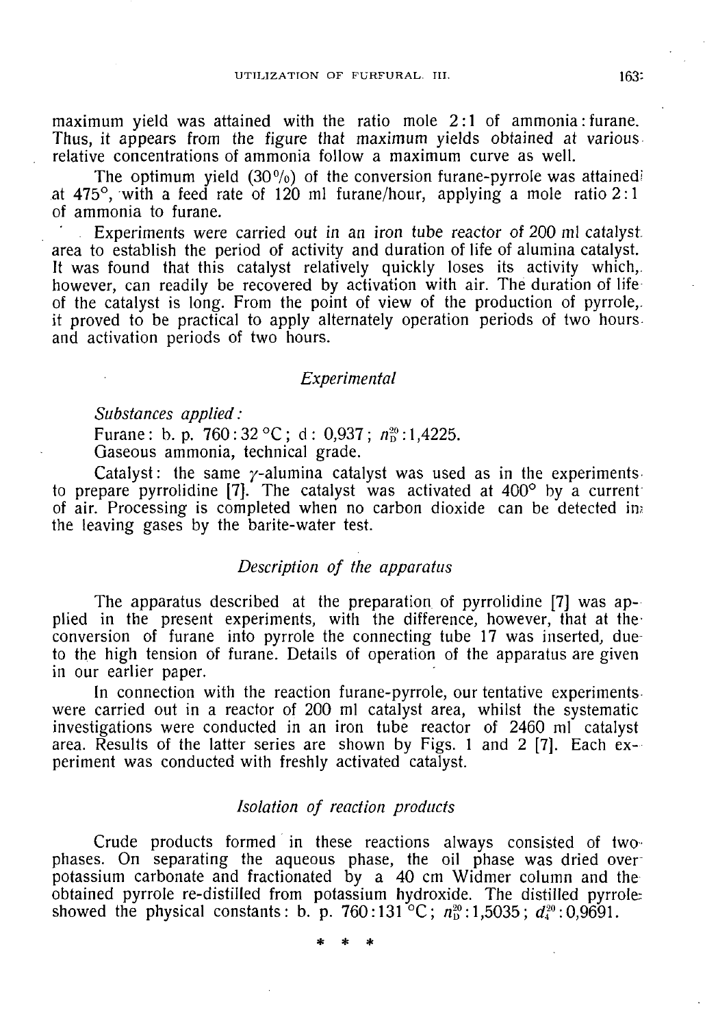maximum yield was attained with the ratio mole 2:1 of ammonia: furane. Thus, it appears from the figure that maximum yields obtained at various relative concentrations of ammonia follow a maximum curve as well.

The optimum yield (30%) of the conversion furane-pyrrole was attained at 475°, with a feed rate of 120 ml furane/hour, applying a mole ratio 2:1 of ammonia to furane.

Experiments were carried out in an iron tube reactor of 200 ml catalyst area to establish the period of activity and duration of life of alumina catalyst. It was found that this catalyst relatively quickly loses its activity which, however, can readily be recovered by activation with air. The duration of life of the catalyst is long. From the point of view of the production of pyrrole, it proved to be practical to apply alternately operation periods of two hours and activation periods of two hours.

## *Experimental*

*Substances applied:*

Furane: b. p. 760: 32 °C; d: 0,937; $n_D^{20}$: 1,4225.

Gaseous ammonia, technical grade.

Catalyst: the same $\gamma$-alumina catalyst was used as in the experiments to prepare pyrrolidine [7]. The catalyst was activated at 400° by a current of air. Processing is completed when no carbon dioxide can be detected in the leaving gases by the barite-water test.

### *Description of the apparatus*

The apparatus described at the preparation of pyrrolidine [7] was applied in the present experiments, with the difference, however, that at the conversion of furane into pyrrole the connecting tube 17 was inserted, due to the high tension of furane. Details of operation of the apparatus are given in our earlier paper.

In connection with the reaction furane-pyrrole, our tentative experiments were carried out in a reactor of 200 ml catalyst area, whilst the systematic investigations were conducted in an iron tube reactor of 2460 ml catalyst area. Results of the latter series are shown by Figs. 1 and 2 [7]. Each experiment was conducted with freshly activated catalyst.

### *Isolation of reaction products*

Crude products formed in these reactions always consisted of two phases. On separating the aqueous phase, the oil phase was dried over potassium carbonate and fractionated by a 40 cm Widmer column and the obtained pyrrole re-distilled from potassium hydroxide. The distilled pyrrole showed the physical constants: b. p. 760: 131 °C; $n_D^{20}$: 1,5035; $d_4^{20}$: 0,9691.

\* \* \*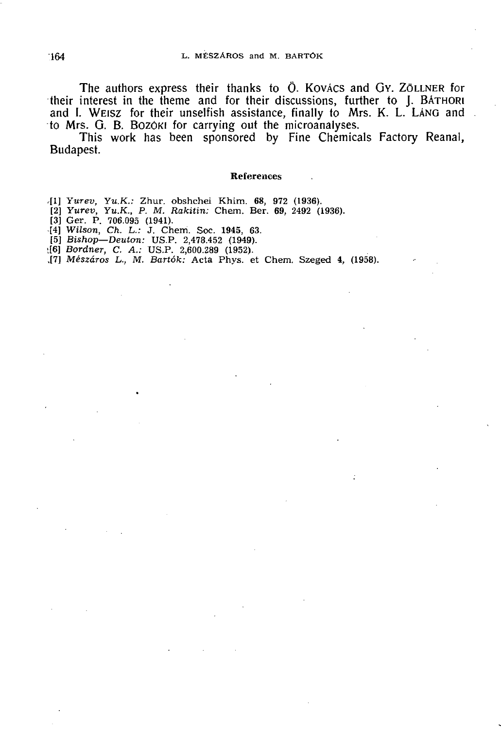The authors express their thanks to Ö. KOVÁCS and GY. ZÖLLNER for their interest in the theme and for their discussions, further to J. BÁTHORI and I. WEISZ for their unselfish assistance, finally to Mrs. K. L. LÁNG and to Mrs. G. B. BOZÓKI for carrying out the microanalyses.

This work has been sponsored by Fine Chemicals Factory Reanal, Budapest.

### References

[1] *Yurev, Yu.K.:* Zhur. obshchei Khim. **68**, 972 (1936).
[2] *Yurev, Yu.K., P. M. Rakitin:* Chem. Ber. **69**, 2492 (1936).
[3] Ger. P. 706.095 (1941).
[4] *Wilson, Ch. L.:* J. Chem. Soc. **1945**, 63.
[5] *Bishop—Deuton:* US.P. 2,478.452 (1949).
[6] *Bordner, C. A.:* US.P. 2,600.289 (1952).
[7] *Mészáros L., M. Bartók:* Acta Phys. et Chem. Szeged **4**, (1958).